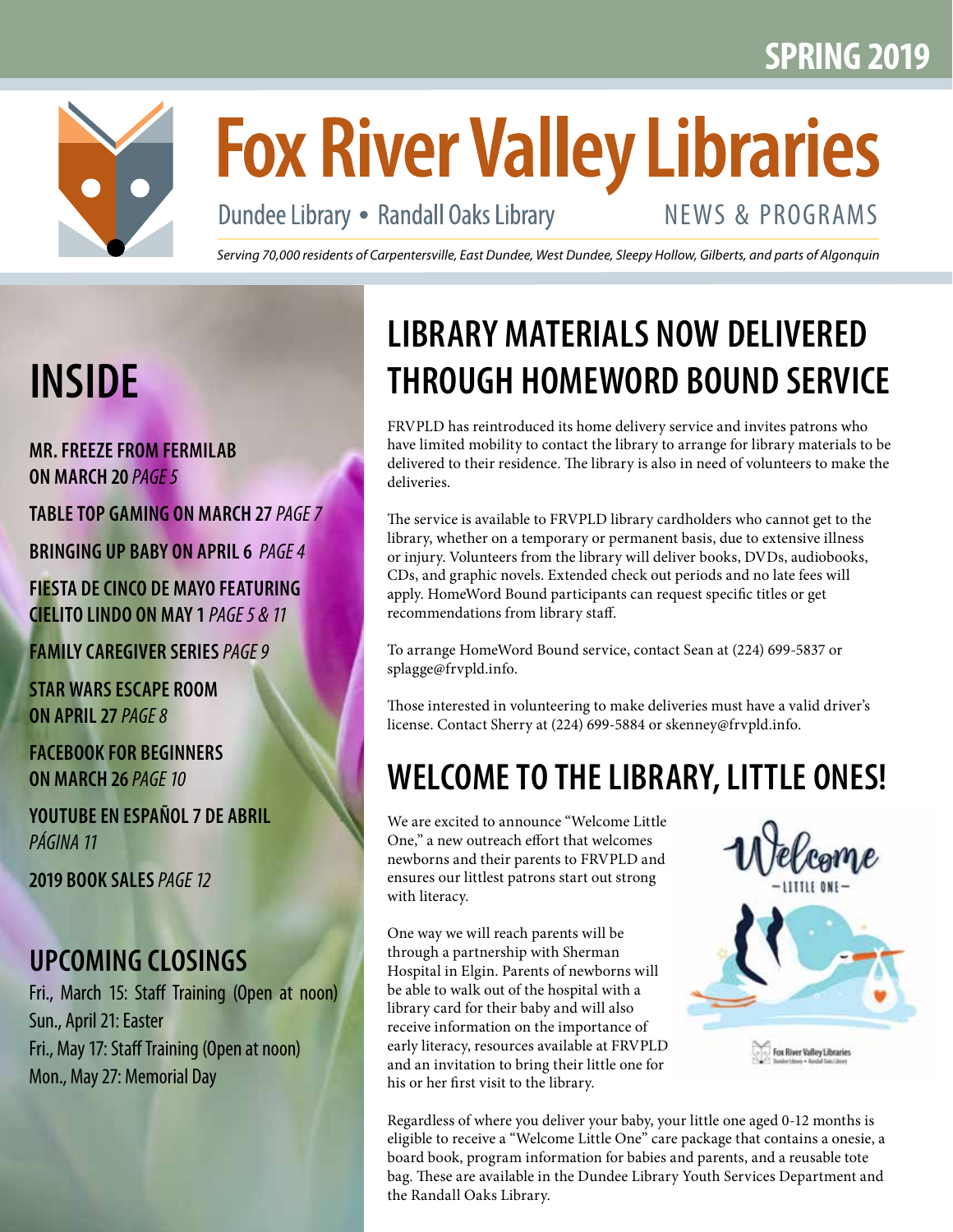SPRING 2019

# Fox River Valley Libraries

Dundee Library • Randall Oaks Library — NEWS & PROGRAMS

*Serving 70,000 residents of Carpentersville, East Dundee, West Dundee, Sleepy Hollow, Gilberts, and parts of Algonquin*

## INSIDE

**MR. FREEZE FROM FERMILAB ON MARCH 20** *PAGE 5*

**TABLE TOP GAMING ON MARCH 27** *PAGE 7*

**BRINGING UP BABY ON APRIL 6** *PAGE 4*

**FIESTA DE CINCO DE MAYO FEATURING CIELITO LINDO ON MAY 1** *PAGE 5 & 11*

**FAMILY CAREGIVER SERIES** *PAGE 9*

**STAR WARS ESCAPE ROOM ON APRIL 27** *PAGE 8*

**FACEBOOK FOR BEGINNERS ON MARCH 26** *PAGE 10*

**YOUTUBE EN ESPAÑOL 7 DE ABRIL** *PÁGINA 11*

**2019 BOOK SALES** *PAGE 12*

## UPCOMING CLOSINGS

Fri., March 15: Staff Training (Open at noon)
Sun., April 21: Easter
Fri., May 17: Staff Training (Open at noon)
Mon., May 27: Memorial Day

## LIBRARY MATERIALS NOW DELIVERED THROUGH HOMEWORD BOUND SERVICE

FRVPLD has reintroduced its home delivery service and invites patrons who have limited mobility to contact the library to arrange for library materials to be delivered to their residence. The library is also in need of volunteers to make the deliveries.

The service is available to FRVPLD library cardholders who cannot get to the library, whether on a temporary or permanent basis, due to extensive illness or injury. Volunteers from the library will deliver books, DVDs, audiobooks, CDs, and graphic novels. Extended check out periods and no late fees will apply. HomeWord Bound participants can request specific titles or get recommendations from library staff.

To arrange HomeWord Bound service, contact Sean at (224) 699-5837 or splagge@frvpld.info.

Those interested in volunteering to make deliveries must have a valid driver's license. Contact Sherry at (224) 699-5884 or skenney@frvpld.info.

## WELCOME TO THE LIBRARY, LITTLE ONES!

We are excited to announce "Welcome Little One," a new outreach effort that welcomes newborns and their parents to FRVPLD and ensures our littlest patrons start out strong with literacy.

One way we will reach parents will be through a partnership with Sherman Hospital in Elgin. Parents of newborns will be able to walk out of the hospital with a library card for their baby and will also receive information on the importance of early literacy, resources available at FRVPLD and an invitation to bring their little one for his or her first visit to the library.

Regardless of where you deliver your baby, your little one aged 0-12 months is eligible to receive a "Welcome Little One" care package that contains a onesie, a board book, program information for babies and parents, and a reusable tote bag. These are available in the Dundee Library Youth Services Department and the Randall Oaks Library.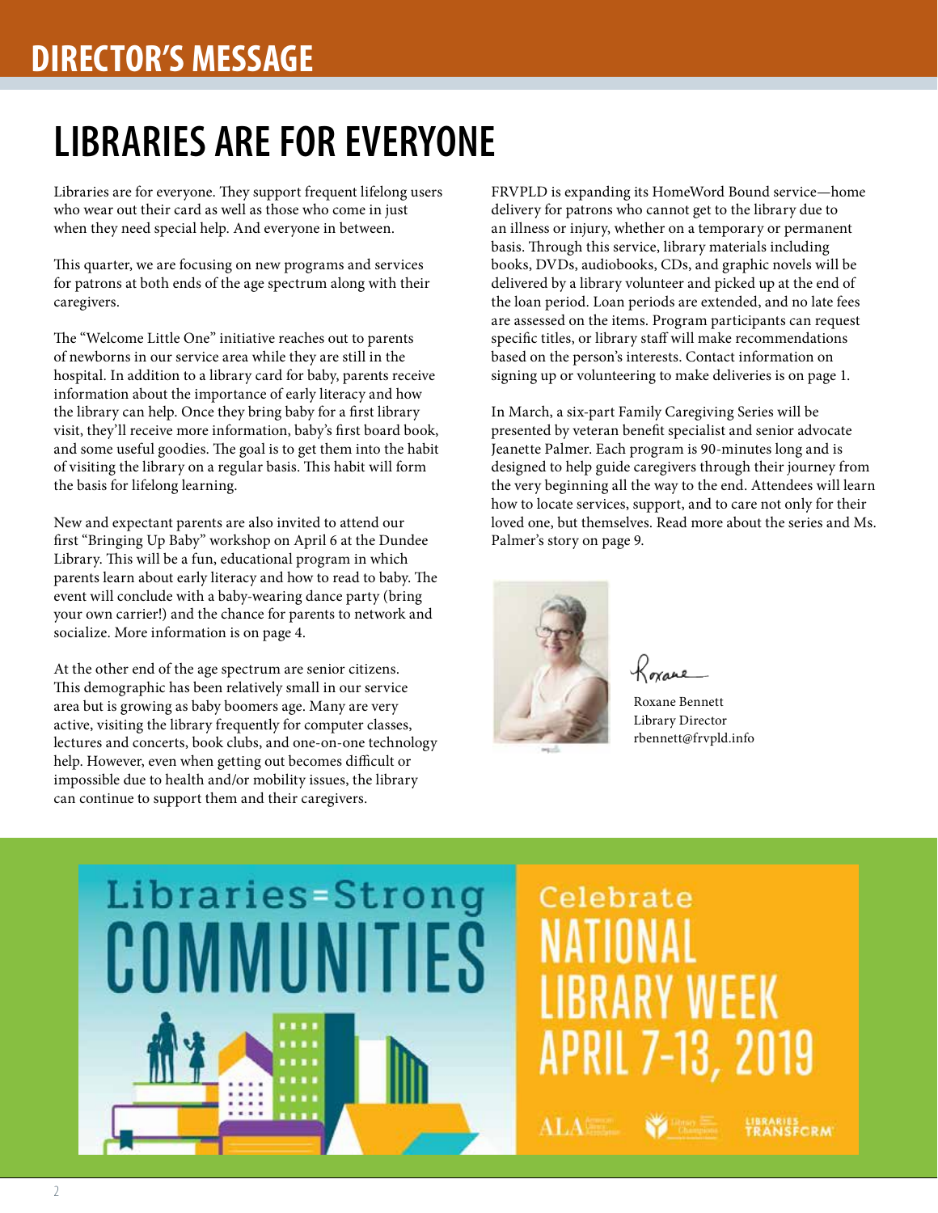# DIRECTOR'S MESSAGE

## LIBRARIES ARE FOR EVERYONE

Libraries are for everyone. They support frequent lifelong users who wear out their card as well as those who come in just when they need special help. And everyone in between.

This quarter, we are focusing on new programs and services for patrons at both ends of the age spectrum along with their caregivers.

The "Welcome Little One" initiative reaches out to parents of newborns in our service area while they are still in the hospital. In addition to a library card for baby, parents receive information about the importance of early literacy and how the library can help. Once they bring baby for a first library visit, they'll receive more information, baby's first board book, and some useful goodies. The goal is to get them into the habit of visiting the library on a regular basis. This habit will form the basis for lifelong learning.

New and expectant parents are also invited to attend our first "Bringing Up Baby" workshop on April 6 at the Dundee Library. This will be a fun, educational program in which parents learn about early literacy and how to read to baby. The event will conclude with a baby-wearing dance party (bring your own carrier!) and the chance for parents to network and socialize. More information is on page 4.

At the other end of the age spectrum are senior citizens. This demographic has been relatively small in our service area but is growing as baby boomers age. Many are very active, visiting the library frequently for computer classes, lectures and concerts, book clubs, and one-on-one technology help. However, even when getting out becomes difficult or impossible due to health and/or mobility issues, the library can continue to support them and their caregivers.

FRVPLD is expanding its HomeWord Bound service—home delivery for patrons who cannot get to the library due to an illness or injury, whether on a temporary or permanent basis. Through this service, library materials including books, DVDs, audiobooks, CDs, and graphic novels will be delivered by a library volunteer and picked up at the end of the loan period. Loan periods are extended, and no late fees are assessed on the items. Program participants can request specific titles, or library staff will make recommendations based on the person's interests. Contact information on signing up or volunteering to make deliveries is on page 1.

In March, a six-part Family Caregiving Series will be presented by veteran benefit specialist and senior advocate Jeanette Palmer. Each program is 90-minutes long and is designed to help guide caregivers through their journey from the very beginning all the way to the end. Attendees will learn how to locate services, support, and to care not only for their loved one, but themselves. Read more about the series and Ms. Palmer's story on page 9.

Roxane

Roxane Bennett
Library Director
rbennett@frvpld.info

Libraries = Strong COMMUNITIES

Celebrate NATIONAL LIBRARY WEEK APRIL 7-13, 2019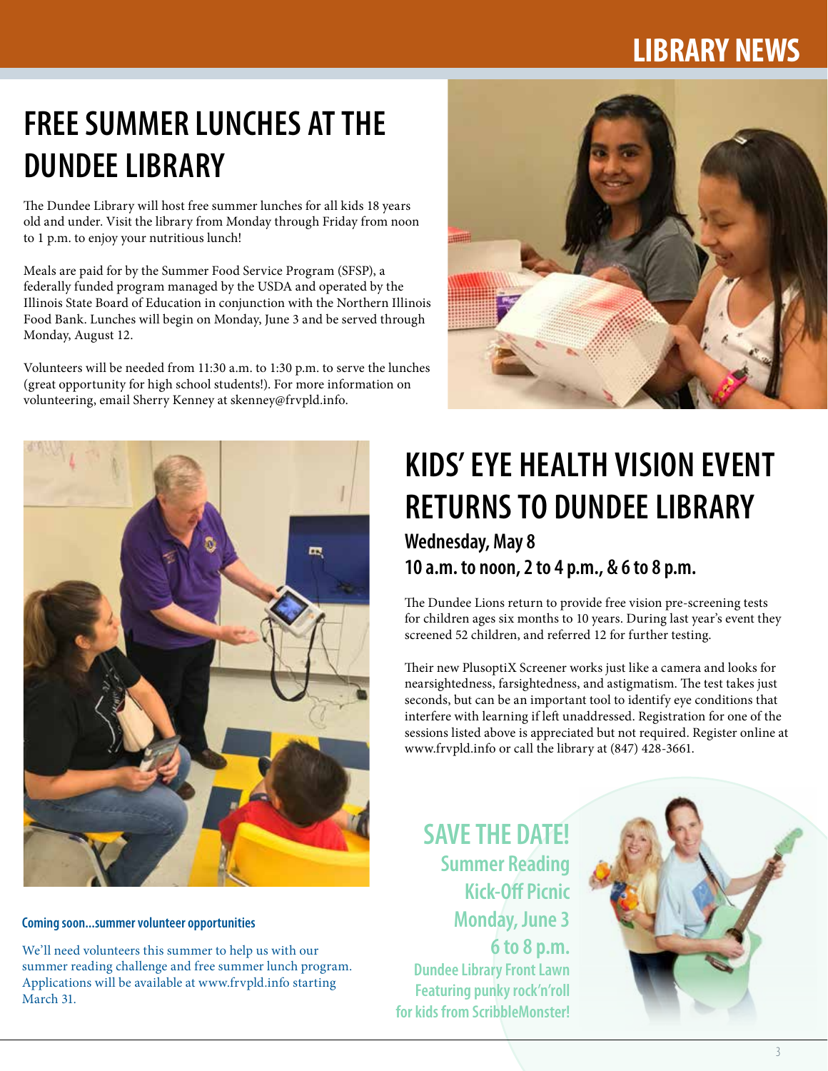# FREE SUMMER LUNCHES AT THE DUNDEE LIBRARY

The Dundee Library will host free summer lunches for all kids 18 years old and under. Visit the library from Monday through Friday from noon to 1 p.m. to enjoy your nutritious lunch!

Meals are paid for by the Summer Food Service Program (SFSP), a federally funded program managed by the USDA and operated by the Illinois State Board of Education in conjunction with the Northern Illinois Food Bank. Lunches will begin on Monday, June 3 and be served through Monday, August 12.

Volunteers will be needed from 11:30 a.m. to 1:30 p.m. to serve the lunches (great opportunity for high school students!). For more information on volunteering, email Sherry Kenney at skenney@frvpld.info.

# KIDS' EYE HEALTH VISION EVENT RETURNS TO DUNDEE LIBRARY

### Wednesday, May 8
### 10 a.m. to noon, 2 to 4 p.m., & 6 to 8 p.m.

The Dundee Lions return to provide free vision pre-screening tests for children ages six months to 10 years. During last year's event they screened 52 children, and referred 12 for further testing.

Their new PlusoptiX Screener works just like a camera and looks for nearsightedness, farsightedness, and astigmatism. The test takes just seconds, but can be an important tool to identify eye conditions that interfere with learning if left unaddressed. Registration for one of the sessions listed above is appreciated but not required. Register online at www.frvpld.info or call the library at (847) 428-3661.

**Coming soon...summer volunteer opportunities**

We'll need volunteers this summer to help us with our summer reading challenge and free summer lunch program. Applications will be available at www.frvpld.info starting March 31.

## SAVE THE DATE!

**Summer Reading Kick-Off Picnic**
**Monday, June 3**
**6 to 8 p.m.**
**Dundee Library Front Lawn**
**Featuring punky rock'n'roll for kids from ScribbleMonster!**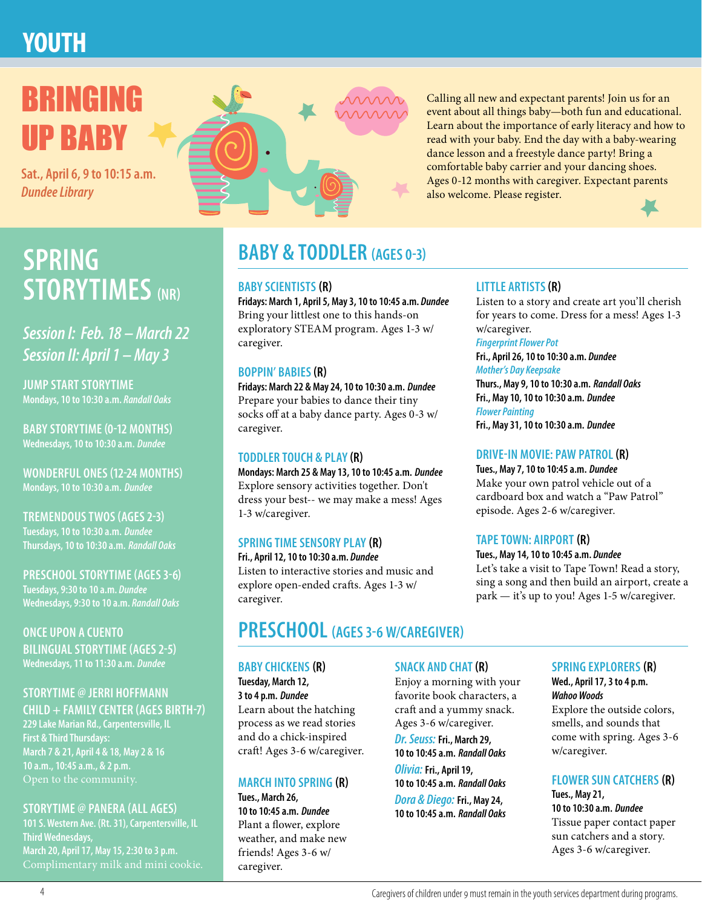// YOUTH

# BRINGING UP BABY

**Sat., April 6, 9 to 10:15 a.m.**
*Dundee Library*

Calling all new and expectant parents! Join us for an event about all things baby—both fun and educational. Learn about the importance of early literacy and how to read with your baby. End the day with a baby-wearing dance lesson and a freestyle dance party! Bring a comfortable baby carrier and your dancing shoes. Ages 0-12 months with caregiver. Expectant parents also welcome. Please register.

# SPRING STORYTIMES (NR)

*Session I: Feb. 18 – March 22*
*Session II: April 1 – May 3*

### JUMP START STORYTIME
**Mondays, 10 to 10:30 a.m.** *Randall Oaks*

### BABY STORYTIME (0-12 MONTHS)
**Wednesdays, 10 to 10:30 a.m.** *Dundee*

### WONDERFUL ONES (12-24 MONTHS)
**Mondays, 10 to 10:30 a.m.** *Dundee*

### TREMENDOUS TWOS (AGES 2-3)
**Tuesdays, 10 to 10:30 a.m.** *Dundee*
**Thursdays, 10 to 10:30 a.m.** *Randall Oaks*

### PRESCHOOL STORYTIME (AGES 3-6)
**Tuesdays, 9:30 to 10 a.m.** *Dundee*
**Wednesdays, 9:30 to 10 a.m.** *Randall Oaks*

### ONCE UPON A CUENTO BILINGUAL STORYTIME (AGES 2-5)
**Wednesdays, 11 to 11:30 a.m.** *Dundee*

### STORYTIME @ JERRI HOFFMANN CHILD + FAMILY CENTER (AGES BIRTH-7)
**229 Lake Marian Rd., Carpentersville, IL**
**First & Third Thursdays:**
**March 7 & 21, April 4 & 18, May 2 & 16**
**10 a.m., 10:45 a.m., & 2 p.m.**
Open to the community.

### STORYTIME @ PANERA (ALL AGES)
**101 S. Western Ave. (Rt. 31), Carpentersville, IL**
**Third Wednesdays,**
**March 20, April 17, May 15, 2:30 to 3 p.m.**
Complimentary milk and mini cookie.

## BABY & TODDLER (AGES 0-3)

### BABY SCIENTISTS (R)
**Fridays: March 1, April 5, May 3, 10 to 10:45 a.m.** ***Dundee***
Bring your littlest one to this hands-on exploratory STEAM program. Ages 1-3 w/ caregiver.

### BOPPIN' BABIES (R)
**Fridays: March 22 & May 24, 10 to 10:30 a.m.** *Dundee*
Prepare your babies to dance their tiny socks off at a baby dance party. Ages 0-3 w/ caregiver.

### TODDLER TOUCH & PLAY (R)
**Mondays: March 25 & May 13, 10 to 10:45 a.m.** *Dundee*
Explore sensory activities together. Don't dress your best-- we may make a mess! Ages 1-3 w/caregiver.

### SPRING TIME SENSORY PLAY (R)
**Fri., April 12, 10 to 10:30 a.m.** *Dundee*
Listen to interactive stories and music and explore open-ended crafts. Ages 1-3 w/ caregiver.

### LITTLE ARTISTS (R)
Listen to a story and create art you'll cherish for years to come. Dress for a mess! Ages 1-3 w/caregiver.

*Fingerprint Flower Pot*
**Fri., April 26, 10 to 10:30 a.m.** *Dundee*

*Mother's Day Keepsake*
**Thurs., May 9, 10 to 10:30 a.m.** *Randall Oaks*
**Fri., May 10, 10 to 10:30 a.m.** *Dundee*

*Flower Painting*
**Fri., May 31, 10 to 10:30 a.m.** *Dundee*

### DRIVE-IN MOVIE: PAW PATROL (R)
**Tues., May 7, 10 to 10:45 a.m.** *Dundee*
Make your own patrol vehicle out of a cardboard box and watch a "Paw Patrol" episode. Ages 2-6 w/caregiver.

### TAPE TOWN: AIRPORT (R)
**Tues., May 14, 10 to 10:45 a.m.** *Dundee*
Let's take a visit to Tape Town! Read a story, sing a song and then build an airport, create a park — it's up to you! Ages 1-5 w/caregiver.

## PRESCHOOL (AGES 3-6 W/CAREGIVER)

### BABY CHICKENS (R)
**Tuesday, March 12,**
**3 to 4 p.m.** *Dundee*
Learn about the hatching process as we read stories and do a chick-inspired craft! Ages 3-6 w/caregiver.

### MARCH INTO SPRING (R)
**Tues., March 26,**
**10 to 10:45 a.m.** *Dundee*
Plant a flower, explore weather, and make new friends! Ages 3-6 w/ caregiver.

### SNACK AND CHAT (R)
Enjoy a morning with your favorite book characters, a craft and a yummy snack. Ages 3-6 w/caregiver.

*Dr. Seuss:* **Fri., March 29,**
**10 to 10:45 a.m.** *Randall Oaks*

*Olivia:* **Fri., April 19,**
**10 to 10:45 a.m.** *Randall Oaks*

*Dora & Diego:* **Fri., May 24,**
**10 to 10:45 a.m.** *Randall Oaks*

### SPRING EXPLORERS (R)
**Wed., April 17, 3 to 4 p.m.**
*Wahoo Woods*
Explore the outside colors, smells, and sounds that come with spring. Ages 3-6 w/caregiver.

### FLOWER SUN CATCHERS (R)
**Tues., May 21,**
**10 to 10:30 a.m.** *Dundee*
Tissue paper contact paper sun catchers and a story. Ages 3-6 w/caregiver.

Caregivers of children under 9 must remain in the youth services department during programs.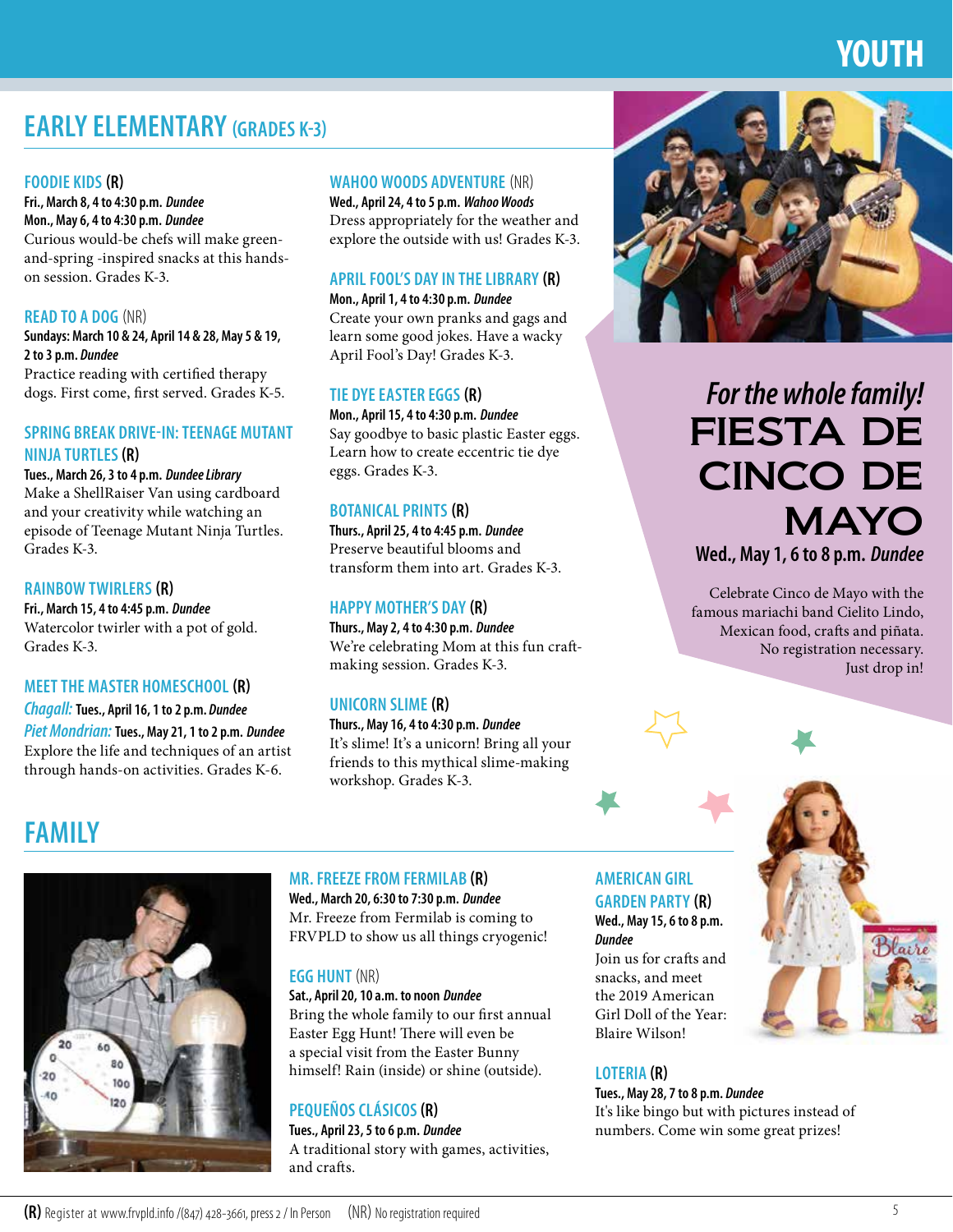# YOUTH

## EARLY ELEMENTARY (GRADES K-3)

### FOODIE KIDS (R)

**Fri., March 8, 4 to 4:30 p.m.** ***Dundee***
**Mon., May 6, 4 to 4:30 p.m.** ***Dundee***
Curious would-be chefs will make green-and-spring -inspired snacks at this hands-on session. Grades K-3.

### READ TO A DOG (NR)

**Sundays: March 10 & 24, April 14 & 28, May 5 & 19, 2 to 3 p.m.** ***Dundee***
Practice reading with certified therapy dogs. First come, first served. Grades K-5.

### SPRING BREAK DRIVE-IN: TEENAGE MUTANT NINJA TURTLES (R)

**Tues., March 26, 3 to 4 p.m.** ***Dundee Library***
Make a ShellRaiser Van using cardboard and your creativity while watching an episode of Teenage Mutant Ninja Turtles. Grades K-3.

### RAINBOW TWIRLERS (R)

**Fri., March 15, 4 to 4:45 p.m.** ***Dundee***
Watercolor twirler with a pot of gold. Grades K-3.

### MEET THE MASTER HOMESCHOOL (R)

*Chagall:* **Tues., April 16, 1 to 2 p.m.** ***Dundee***
*Piet Mondrian:* **Tues., May 21, 1 to 2 p.m.** ***Dundee***
Explore the life and techniques of an artist through hands-on activities. Grades K-6.

### WAHOO WOODS ADVENTURE (NR)

**Wed., April 24, 4 to 5 p.m.** ***Wahoo Woods***
Dress appropriately for the weather and explore the outside with us! Grades K-3.

### APRIL FOOL'S DAY IN THE LIBRARY (R)

**Mon., April 1, 4 to 4:30 p.m.** ***Dundee***
Create your own pranks and gags and learn some good jokes. Have a wacky April Fool's Day! Grades K-3.

### TIE DYE EASTER EGGS (R)

**Mon., April 15, 4 to 4:30 p.m.** ***Dundee***
Say goodbye to basic plastic Easter eggs. Learn how to create eccentric tie dye eggs. Grades K-3.

### BOTANICAL PRINTS (R)

**Thurs., April 25, 4 to 4:45 p.m.** ***Dundee***
Preserve beautiful blooms and transform them into art. Grades K-3.

### HAPPY MOTHER'S DAY (R)

**Thurs., May 2, 4 to 4:30 p.m.** ***Dundee***
We're celebrating Mom at this fun craft-making session. Grades K-3.

### UNICORN SLIME (R)

**Thurs., May 16, 4 to 4:30 p.m.** ***Dundee***
It's slime! It's a unicorn! Bring all your friends to this mythical slime-making workshop. Grades K-3.

*For the whole family!*

## FIESTA DE CINCO DE MAYO

**Wed., May 1, 6 to 8 p.m.** ***Dundee***

Celebrate Cinco de Mayo with the famous mariachi band Cielito Lindo, Mexican food, crafts and piñata. No registration necessary. Just drop in!

## FAMILY

### MR. FREEZE FROM FERMILAB (R)

**Wed., March 20, 6:30 to 7:30 p.m.** ***Dundee***
Mr. Freeze from Fermilab is coming to FRVPLD to show us all things cryogenic!

### EGG HUNT (NR)

**Sat., April 20, 10 a.m. to noon** ***Dundee***
Bring the whole family to our first annual Easter Egg Hunt! There will even be a special visit from the Easter Bunny himself! Rain (inside) or shine (outside).

### PEQUEÑOS CLÁSICOS (R)

**Tues., April 23, 5 to 6 p.m.** ***Dundee***
A traditional story with games, activities, and crafts.

### AMERICAN GIRL GARDEN PARTY (R)

**Wed., May 15, 6 to 8 p.m.** ***Dundee***
Join us for crafts and snacks, and meet the 2019 American Girl Doll of the Year: Blaire Wilson!

### LOTERIA (R)

**Tues., May 28, 7 to 8 p.m.** ***Dundee***
It's like bingo but with pictures instead of numbers. Come win some great prizes!

**(R)** Register at www.frvpld.info /(847) 428-3661, press 2 / In Person (NR) No registration required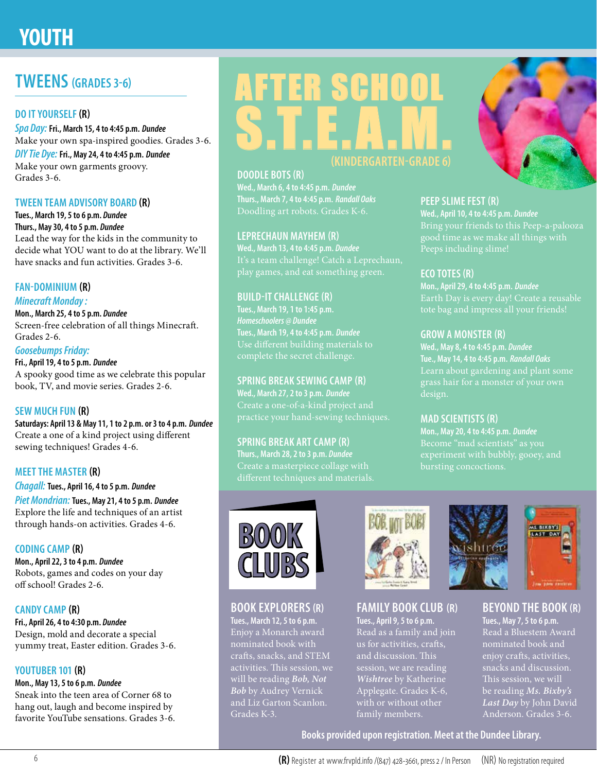# YOUTH

## TWEENS (GRADES 3-6)

### DO IT YOURSELF (R)

*Spa Day:* **Fri., March 15, 4 to 4:45 p.m.** ***Dundee***
Make your own spa-inspired goodies. Grades 3-6.

*DIY Tie Dye:* **Fri., May 24, 4 to 4:45 p.m.** ***Dundee***
Make your own garments groovy. Grades 3-6.

### TWEEN TEAM ADVISORY BOARD (R)

**Tues., March 19, 5 to 6 p.m.** ***Dundee***
**Thurs., May 30, 4 to 5 p.m.** ***Dundee***
Lead the way for the kids in the community to decide what YOU want to do at the library. We'll have snacks and fun activities. Grades 3-6.

### FAN-DOMINIUM (R)

*Minecraft Monday :*
**Mon., March 25, 4 to 5 p.m.** ***Dundee***
Screen-free celebration of all things Minecraft. Grades 2-6.

*Goosebumps Friday:*
**Fri., April 19, 4 to 5 p.m.** ***Dundee***
A spooky good time as we celebrate this popular book, TV, and movie series. Grades 2-6.

### SEW MUCH FUN (R)

**Saturdays: April 13 & May 11, 1 to 2 p.m. or 3 to 4 p.m.** ***Dundee***
Create a one of a kind project using different sewing techniques! Grades 4-6.

### MEET THE MASTER (R)

*Chagall:* **Tues., April 16, 4 to 5 p.m.** ***Dundee***

*Piet Mondrian:* **Tues., May 21, 4 to 5 p.m.** ***Dundee***
Explore the life and techniques of an artist through hands-on activities. Grades 4-6.

### CODING CAMP (R)

**Mon., April 22, 3 to 4 p.m.** ***Dundee***
Robots, games and codes on your day off school! Grades 2-6.

### CANDY CAMP (R)

**Fri., April 26, 4 to 4:30 p.m.** ***Dundee***
Design, mold and decorate a special yummy treat, Easter edition. Grades 3-6.

### YOUTUBER 101 (R)

**Mon., May 13, 5 to 6 p.m.** ***Dundee***
Sneak into the teen area of Corner 68 to hang out, laugh and become inspired by favorite YouTube sensations. Grades 3-6.

## AFTER SCHOOL S.T.E.A.M. (KINDERGARTEN-GRADE 6)

### DOODLE BOTS (R)

**Wed., March 6, 4 to 4:45 p.m.** ***Dundee***
**Thurs., March 7, 4 to 4:45 p.m.** ***Randall Oaks***
Doodling art robots. Grades K-6.

### LEPRECHAUN MAYHEM (R)

**Wed., March 13, 4 to 4:45 p.m.** ***Dundee***
It's a team challenge! Catch a Leprechaun, play games, and eat something green.

### BUILD-IT CHALLENGE (R)

**Tues., March 19, 1 to 1:45 p.m.**
***Homeschoolers @ Dundee***
**Tues., March 19, 4 to 4:45 p.m.** ***Dundee***
Use different building materials to complete the secret challenge.

### SPRING BREAK SEWING CAMP (R)

**Wed., March 27, 2 to 3 p.m.** ***Dundee***
Create a one-of-a-kind project and practice your hand-sewing techniques.

### SPRING BREAK ART CAMP (R)

**Thurs., March 28, 2 to 3 p.m.** ***Dundee***
Create a masterpiece collage with different techniques and materials.

### PEEP SLIME FEST (R)

**Wed., April 10, 4 to 4:45 p.m.** ***Dundee***
Bring your friends to this Peep-a-palooza good time as we make all things with Peeps including slime!

### ECO TOTES (R)

**Mon., April 29, 4 to 4:45 p.m.** ***Dundee***
Earth Day is every day! Create a reusable tote bag and impress all your friends!

### GROW A MONSTER (R)

**Wed., May 8, 4 to 4:45 p.m.** ***Dundee***
**Tue., May 14, 4 to 4:45 p.m.** ***Randall Oaks***
Learn about gardening and plant some grass hair for a monster of your own design.

### MAD SCIENTISTS (R)

**Mon., May 20, 4 to 4:45 p.m.** ***Dundee***
Become "mad scientists" as you experiment with bubbly, gooey, and bursting concoctions.

## BOOK CLUBS

### BOOK EXPLORERS (R)

**Tues., March 12, 5 to 6 p.m.**
Enjoy a Monarch award nominated book with crafts, snacks, and STEM activities. This session, we will be reading ***Bob, Not Bob*** by Audrey Vernick and Liz Garton Scanlon. Grades K-3.

### FAMILY BOOK CLUB (R)

**Tues., April 9, 5 to 6 p.m.**
Read as a family and join us for activities, crafts, and discussion. This session, we are reading ***Wishtree*** by Katherine Applegate. Grades K-6, with or without other family members.

### BEYOND THE BOOK (R)

**Tues., May 7, 5 to 6 p.m.**
Read a Bluestem Award nominated book and enjoy crafts, activities, snacks and discussion. This session, we will be reading ***Ms. Bixby's Last Day*** by John David Anderson. Grades 3-6.

**Books provided upon registration. Meet at the Dundee Library.**

**(R)** Register at www.frvpld.info /(847) 428-3661, press 2 / In Person (NR) No registration required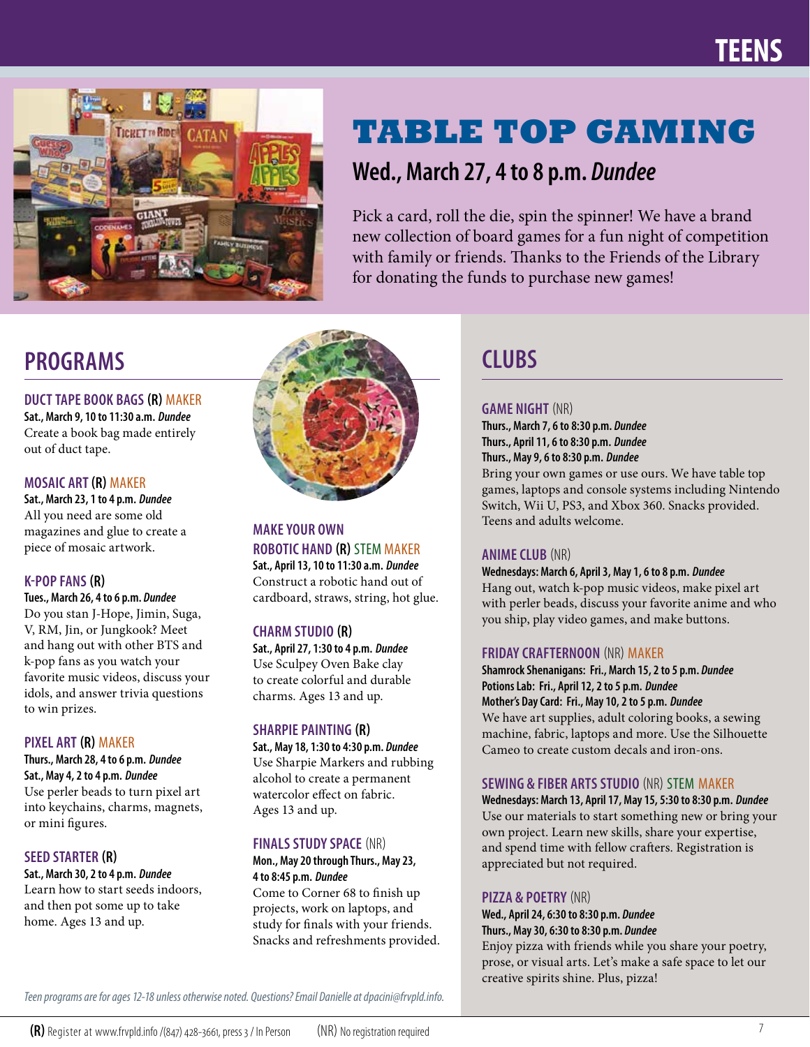# TEENS

## TABLE TOP GAMING

### Wed., March 27, 4 to 8 p.m. *Dundee*

Pick a card, roll the die, spin the spinner! We have a brand new collection of board games for a fun night of competition with family or friends. Thanks to the Friends of the Library for donating the funds to purchase new games!

## PROGRAMS

### DUCT TAPE BOOK BAGS (R) MAKER

**Sat., March 9, 10 to 11:30 a.m.** ***Dundee***

Create a book bag made entirely out of duct tape.

### MOSAIC ART (R) MAKER

**Sat., March 23, 1 to 4 p.m.** ***Dundee***

All you need are some old magazines and glue to create a piece of mosaic artwork.

### K-POP FANS (R)

**Tues., March 26, 4 to 6 p.m.** ***Dundee***

Do you stan J-Hope, Jimin, Suga, V, RM, Jin, or Jungkook? Meet and hang out with other BTS and k-pop fans as you watch your favorite music videos, discuss your idols, and answer trivia questions to win prizes.

### PIXEL ART (R) MAKER

**Thurs., March 28, 4 to 6 p.m.** ***Dundee***
**Sat., May 4, 2 to 4 p.m.** ***Dundee***

Use perler beads to turn pixel art into keychains, charms, magnets, or mini figures.

### SEED STARTER (R)

**Sat., March 30, 2 to 4 p.m.** ***Dundee***

Learn how to start seeds indoors, and then pot some up to take home. Ages 13 and up.

### MAKE YOUR OWN ROBOTIC HAND (R) STEM MAKER

**Sat., April 13, 10 to 11:30 a.m.** ***Dundee***

Construct a robotic hand out of cardboard, straws, string, hot glue.

### CHARM STUDIO (R)

**Sat., April 27, 1:30 to 4 p.m.** ***Dundee***

Use Sculpey Oven Bake clay to create colorful and durable charms. Ages 13 and up.

### SHARPIE PAINTING (R)

**Sat., May 18, 1:30 to 4:30 p.m.** ***Dundee***

Use Sharpie Markers and rubbing alcohol to create a permanent watercolor effect on fabric. Ages 13 and up.

### FINALS STUDY SPACE (NR)

**Mon., May 20 through Thurs., May 23, 4 to 8:45 p.m.** ***Dundee***

Come to Corner 68 to finish up projects, work on laptops, and study for finals with your friends. Snacks and refreshments provided.

*Teen programs are for ages 12-18 unless otherwise noted. Questions? Email Danielle at dpacini@frvpld.info.*

## CLUBS

### GAME NIGHT (NR)

**Thurs., March 7, 6 to 8:30 p.m.** ***Dundee***
**Thurs., April 11, 6 to 8:30 p.m.** ***Dundee***
**Thurs., May 9, 6 to 8:30 p.m.** ***Dundee***

Bring your own games or use ours. We have table top games, laptops and console systems including Nintendo Switch, Wii U, PS3, and Xbox 360. Snacks provided. Teens and adults welcome.

### ANIME CLUB (NR)

**Wednesdays: March 6, April 3, May 1, 6 to 8 p.m.** ***Dundee***

Hang out, watch k-pop music videos, make pixel art with perler beads, discuss your favorite anime and who you ship, play video games, and make buttons.

### FRIDAY CRAFTERNOON (NR) MAKER

**Shamrock Shenanigans: Fri., March 15, 2 to 5 p.m.** ***Dundee***
**Potions Lab: Fri., April 12, 2 to 5 p.m.** ***Dundee***
**Mother's Day Card: Fri., May 10, 2 to 5 p.m.** ***Dundee***

We have art supplies, adult coloring books, a sewing machine, fabric, laptops and more. Use the Silhouette Cameo to create custom decals and iron-ons.

### SEWING & FIBER ARTS STUDIO (NR) STEM MAKER

**Wednesdays: March 13, April 17, May 15, 5:30 to 8:30 p.m.** ***Dundee***

Use our materials to start something new or bring your own project. Learn new skills, share your expertise, and spend time with fellow crafters. Registration is appreciated but not required.

### PIZZA & POETRY (NR)

**Wed., April 24, 6:30 to 8:30 p.m.** ***Dundee***
**Thurs., May 30, 6:30 to 8:30 p.m.** ***Dundee***

Enjoy pizza with friends while you share your poetry, prose, or visual arts. Let's make a safe space to let our creative spirits shine. Plus, pizza!

**(R)** Register at www.frvpld.info /(847) 428-3661, press 3 / In Person (NR) No registration required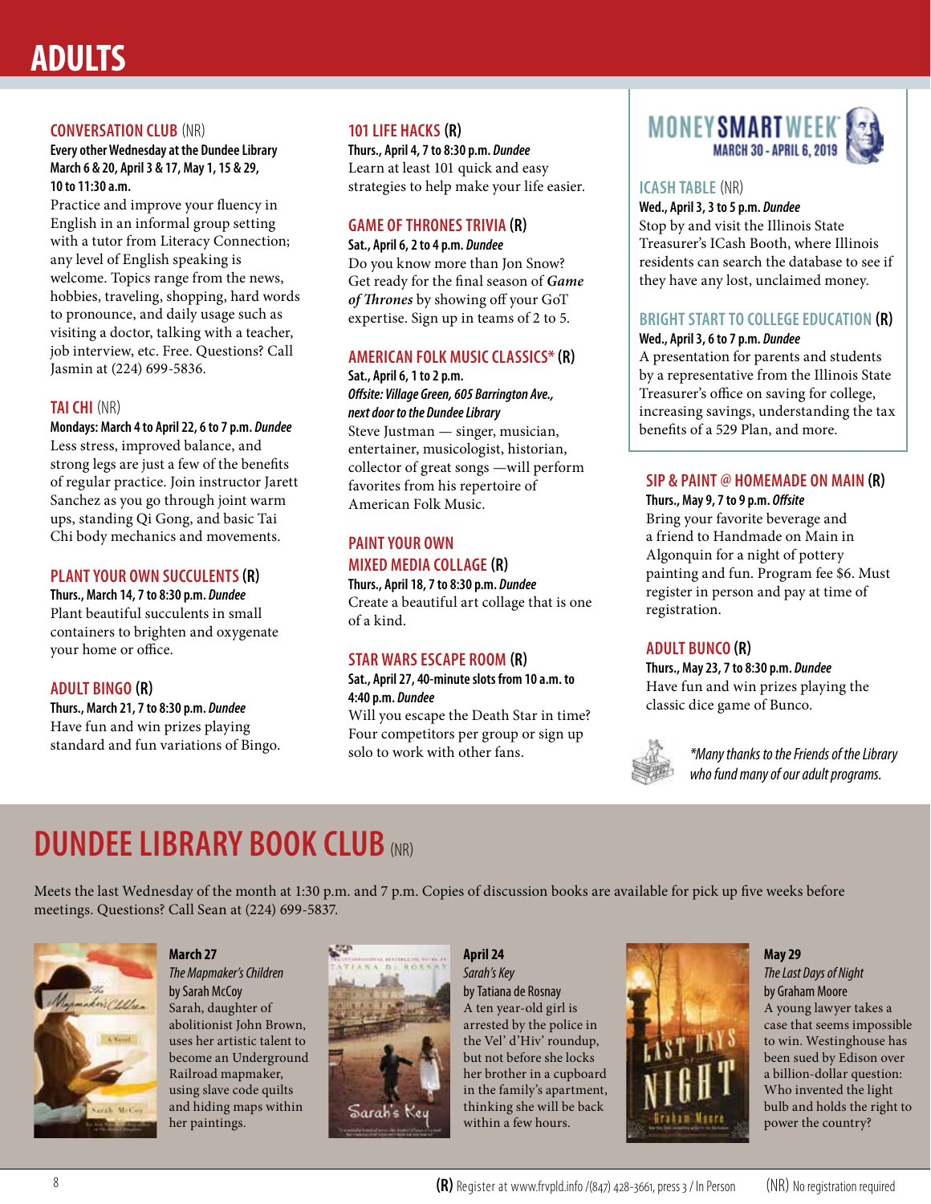# ADULTS

### CONVERSATION CLUB (NR)

**Every other Wednesday at the Dundee Library March 6 & 20, April 3 & 17, May 1, 15 & 29, 10 to 11:30 a.m.**

Practice and improve your fluency in English in an informal group setting with a tutor from Literacy Connection; any level of English speaking is welcome. Topics range from the news, hobbies, traveling, shopping, hard words to pronounce, and daily usage such as visiting a doctor, talking with a teacher, job interview, etc. Free. Questions? Call Jasmin at (224) 699-5836.

### TAI CHI (NR)

**Mondays: March 4 to April 22, 6 to 7 p.m.** ***Dundee***

Less stress, improved balance, and strong legs are just a few of the benefits of regular practice. Join instructor Jarett Sanchez as you go through joint warm ups, standing Qi Gong, and basic Tai Chi body mechanics and movements.

### PLANT YOUR OWN SUCCULENTS (R)

**Thurs., March 14, 7 to 8:30 p.m.** ***Dundee***

Plant beautiful succulents in small containers to brighten and oxygenate your home or office.

### ADULT BINGO (R)

**Thurs., March 21, 7 to 8:30 p.m.** ***Dundee***

Have fun and win prizes playing standard and fun variations of Bingo.

### 101 LIFE HACKS (R)

**Thurs., April 4, 7 to 8:30 p.m.** ***Dundee***

Learn at least 101 quick and easy strategies to help make your life easier.

### GAME OF THRONES TRIVIA (R)

**Sat., April 6, 2 to 4 p.m.** ***Dundee***

Do you know more than Jon Snow? Get ready for the final season of ***Game of Thrones*** by showing off your GoT expertise. Sign up in teams of 2 to 5.

### AMERICAN FOLK MUSIC CLASSICS* (R)

**Sat., April 6, 1 to 2 p.m.**
***Offsite: Village Green, 605 Barrington Ave., next door to the Dundee Library***

Steve Justman — singer, musician, entertainer, musicologist, historian, collector of great songs —will perform favorites from his repertoire of American Folk Music.

### PAINT YOUR OWN MIXED MEDIA COLLAGE (R)

**Thurs., April 18, 7 to 8:30 p.m.** ***Dundee***

Create a beautiful art collage that is one of a kind.

### STAR WARS ESCAPE ROOM (R)

**Sat., April 27, 40-minute slots from 10 a.m. to 4:40 p.m.** ***Dundee***

Will you escape the Death Star in time? Four competitors per group or sign up solo to work with other fans.

## MONEY SMART WEEK
**MARCH 30 - APRIL 6, 2019**

### ICASH TABLE (NR)

**Wed., April 3, 3 to 5 p.m.** ***Dundee***

Stop by and visit the Illinois State Treasurer's ICash Booth, where Illinois residents can search the database to see if they have any lost, unclaimed money.

### BRIGHT START TO COLLEGE EDUCATION (R)

**Wed., April 3, 6 to 7 p.m.** ***Dundee***

A presentation for parents and students by a representative from the Illinois State Treasurer's office on saving for college, increasing savings, understanding the tax benefits of a 529 Plan, and more.

### SIP & PAINT @ HOMEMADE ON MAIN (R)

**Thurs., May 9, 7 to 9 p.m.** ***Offsite***

Bring your favorite beverage and a friend to Handmade on Main in Algonquin for a night of pottery painting and fun. Program fee $6. Must register in person and pay at time of registration.

### ADULT BUNCO (R)

**Thurs., May 23, 7 to 8:30 p.m.** ***Dundee***

Have fun and win prizes playing the classic dice game of Bunco.

*\*Many thanks to the Friends of the Library who fund many of our adult programs.*

## DUNDEE LIBRARY BOOK CLUB (NR)

Meets the last Wednesday of the month at 1:30 p.m. and 7 p.m. Copies of discussion books are available for pick up five weeks before meetings. Questions? Call Sean at (224) 699-5837.

**March 27**
*The Mapmaker's Children*
by Sarah McCoy
Sarah, daughter of abolitionist John Brown, uses her artistic talent to become an Underground Railroad mapmaker, using slave code quilts and hiding maps within her paintings.

**April 24**
*Sarah's Key*
by Tatiana de Rosnay
A ten year-old girl is arrested by the police in the Vel' d'Hiv' roundup, but not before she locks her brother in a cupboard in the family's apartment, thinking she will be back within a few hours.

**May 29**
*The Last Days of Night*
by Graham Moore
A young lawyer takes a case that seems impossible to win. Westinghouse has been sued by Edison over a billion-dollar question: Who invented the light bulb and holds the right to power the country?

**(R)** Register at www.frvpld.info /(847) 428-3661, press 3 / In Person (NR) No registration required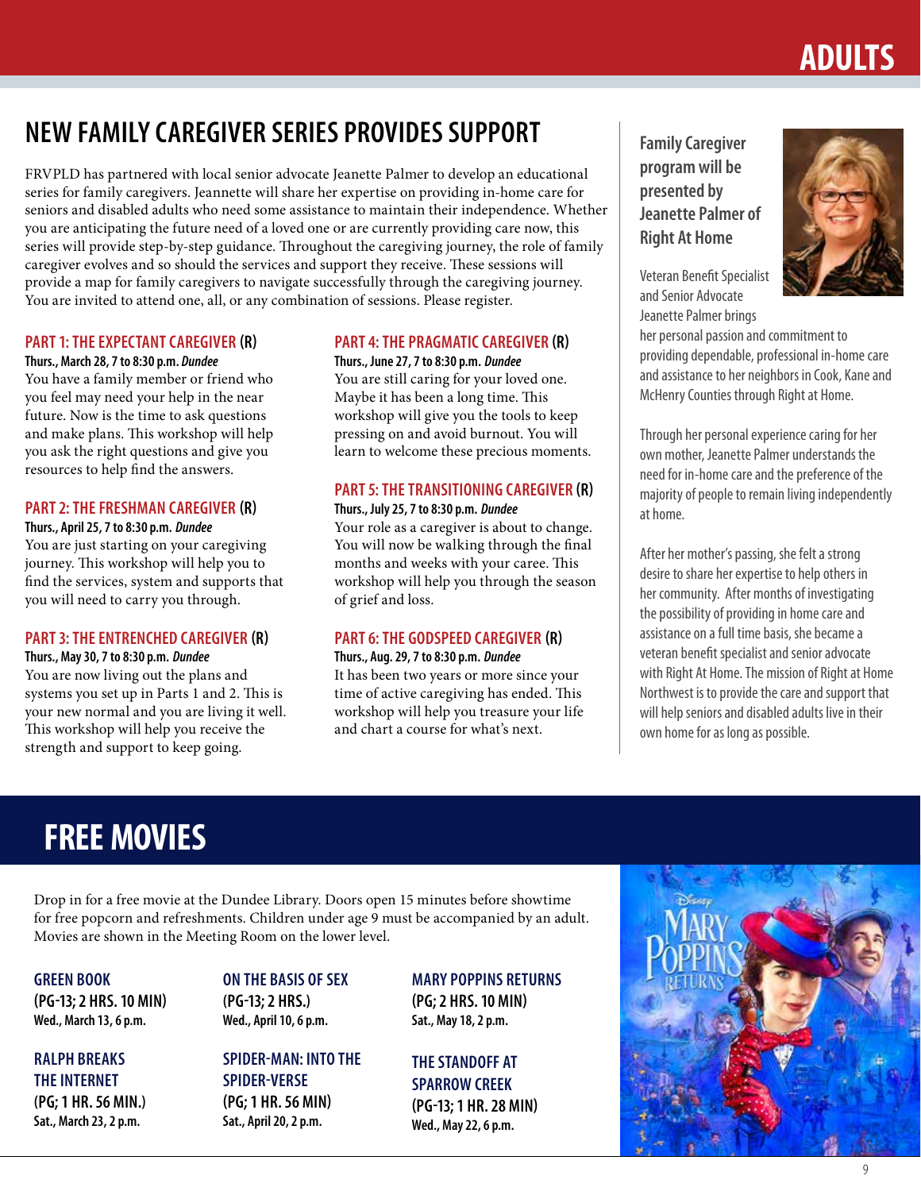ADULTS

## NEW FAMILY CAREGIVER SERIES PROVIDES SUPPORT

FRVPLD has partnered with local senior advocate Jeanette Palmer to develop an educational series for family caregivers. Jeannette will share her expertise on providing in-home care for seniors and disabled adults who need some assistance to maintain their independence. Whether you are anticipating the future need of a loved one or are currently providing care now, this series will provide step-by-step guidance. Throughout the caregiving journey, the role of family caregiver evolves and so should the services and support they receive. These sessions will provide a map for family caregivers to navigate successfully through the caregiving journey. You are invited to attend one, all, or any combination of sessions. Please register.

### PART 1: THE EXPECTANT CAREGIVER (R)

**Thurs., March 28, 7 to 8:30 p.m. *Dundee***

You have a family member or friend who you feel may need your help in the near future. Now is the time to ask questions and make plans. This workshop will help you ask the right questions and give you resources to help find the answers.

### PART 2: THE FRESHMAN CAREGIVER (R)

**Thurs., April 25, 7 to 8:30 p.m. *Dundee***

You are just starting on your caregiving journey. This workshop will help you to find the services, system and supports that you will need to carry you through.

### PART 3: THE ENTRENCHED CAREGIVER (R)

**Thurs., May 30, 7 to 8:30 p.m. *Dundee***

You are now living out the plans and systems you set up in Parts 1 and 2. This is your new normal and you are living it well. This workshop will help you receive the strength and support to keep going.

### PART 4: THE PRAGMATIC CAREGIVER (R)

**Thurs., June 27, 7 to 8:30 p.m. *Dundee***

You are still caring for your loved one. Maybe it has been a long time. This workshop will give you the tools to keep pressing on and avoid burnout. You will learn to welcome these precious moments.

### PART 5: THE TRANSITIONING CAREGIVER (R)

**Thurs., July 25, 7 to 8:30 p.m. *Dundee***

Your role as a caregiver is about to change. You will now be walking through the final months and weeks with your caree. This workshop will help you through the season of grief and loss.

### PART 6: THE GODSPEED CAREGIVER (R)

**Thurs., Aug. 29, 7 to 8:30 p.m. *Dundee***

It has been two years or more since your time of active caregiving has ended. This workshop will help you treasure your life and chart a course for what's next.

**Family Caregiver program will be presented by Jeanette Palmer of Right At Home**

Veteran Benefit Specialist and Senior Advocate Jeanette Palmer brings her personal passion and commitment to providing dependable, professional in-home care and assistance to her neighbors in Cook, Kane and McHenry Counties through Right at Home.

Through her personal experience caring for her own mother, Jeanette Palmer understands the need for in-home care and the preference of the majority of people to remain living independently at home.

After her mother's passing, she felt a strong desire to share her expertise to help others in her community. After months of investigating the possibility of providing in home care and assistance on a full time basis, she became a veteran benefit specialist and senior advocate with Right At Home. The mission of Right at Home Northwest is to provide the care and support that will help seniors and disabled adults live in their own home for as long as possible.

## FREE MOVIES

Drop in for a free movie at the Dundee Library. Doors open 15 minutes before showtime for free popcorn and refreshments. Children under age 9 must be accompanied by an adult. Movies are shown in the Meeting Room on the lower level.

**GREEN BOOK**
**(PG-13; 2 HRS. 10 MIN)**
**Wed., March 13, 6 p.m.**

**RALPH BREAKS THE INTERNET**
**(PG; 1 HR. 56 MIN.)**
**Sat., March 23, 2 p.m.**

**ON THE BASIS OF SEX**
**(PG-13; 2 HRS.)**
**Wed., April 10, 6 p.m.**

**SPIDER-MAN: INTO THE SPIDER-VERSE**
**(PG; 1 HR. 56 MIN)**
**Sat., April 20, 2 p.m.**

**MARY POPPINS RETURNS**
**(PG; 2 HRS. 10 MIN)**
**Sat., May 18, 2 p.m.**

**THE STANDOFF AT SPARROW CREEK**
**(PG-13; 1 HR. 28 MIN)**
**Wed., May 22, 6 p.m.**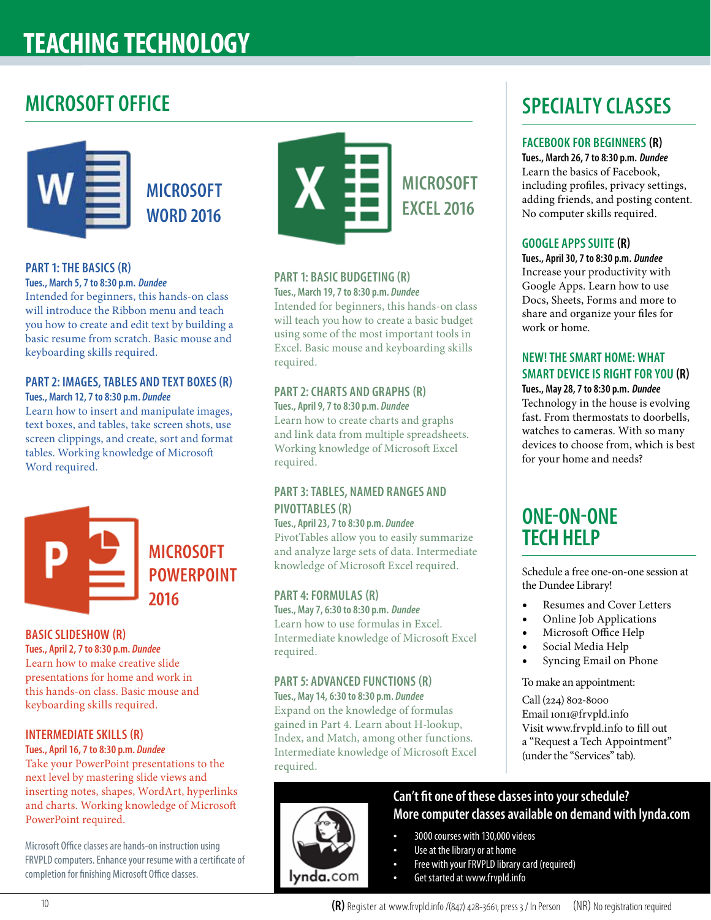# TEACHING TECHNOLOGY

## MICROSOFT OFFICE

### MICROSOFT WORD 2016

#### PART 1: THE BASICS (R)

**Tues., March 5, 7 to 8:30 p.m.** ***Dundee***

Intended for beginners, this hands-on class will introduce the Ribbon menu and teach you how to create and edit text by building a basic resume from scratch. Basic mouse and keyboarding skills required.

#### PART 2: IMAGES, TABLES AND TEXT BOXES (R)

**Tues., March 12, 7 to 8:30 p.m.** ***Dundee***

Learn how to insert and manipulate images, text boxes, and tables, take screen shots, use screen clippings, and create, sort and format tables. Working knowledge of Microsoft Word required.

### MICROSOFT POWERPOINT 2016

#### BASIC SLIDESHOW (R)

**Tues., April 2, 7 to 8:30 p.m.** ***Dundee***

Learn how to make creative slide presentations for home and work in this hands-on class. Basic mouse and keyboarding skills required.

#### INTERMEDIATE SKILLS (R)

**Tues., April 16, 7 to 8:30 p.m.** ***Dundee***

Take your PowerPoint presentations to the next level by mastering slide views and inserting notes, shapes, WordArt, hyperlinks and charts. Working knowledge of Microsoft PowerPoint required.

Microsoft Office classes are hands-on instruction using FRVPLD computers. Enhance your resume with a certificate of completion for finishing Microsoft Office classes.

### MICROSOFT EXCEL 2016

#### PART 1: BASIC BUDGETING (R)

**Tues., March 19, 7 to 8:30 p.m.** ***Dundee***

Intended for beginners, this hands-on class will teach you how to create a basic budget using some of the most important tools in Excel. Basic mouse and keyboarding skills required.

#### PART 2: CHARTS AND GRAPHS (R)

**Tues., April 9, 7 to 8:30 p.m.** ***Dundee***

Learn how to create charts and graphs and link data from multiple spreadsheets. Working knowledge of Microsoft Excel required.

#### PART 3: TABLES, NAMED RANGES AND PIVOTTABLES (R)

**Tues., April 23, 7 to 8:30 p.m.** ***Dundee***

PivotTables allow you to easily summarize and analyze large sets of data. Intermediate knowledge of Microsoft Excel required.

#### PART 4: FORMULAS (R)

**Tues., May 7, 6:30 to 8:30 p.m.** ***Dundee***

Learn how to use formulas in Excel. Intermediate knowledge of Microsoft Excel required.

#### PART 5: ADVANCED FUNCTIONS (R)

**Tues., May 14, 6:30 to 8:30 p.m.** ***Dundee***

Expand on the knowledge of formulas gained in Part 4. Learn about H-lookup, Index, and Match, among other functions. Intermediate knowledge of Microsoft Excel required.

## SPECIALTY CLASSES

#### FACEBOOK FOR BEGINNERS (R)

**Tues., March 26, 7 to 8:30 p.m.** ***Dundee***

Learn the basics of Facebook, including profiles, privacy settings, adding friends, and posting content. No computer skills required.

#### GOOGLE APPS SUITE (R)

**Tues., April 30, 7 to 8:30 p.m.** ***Dundee***

Increase your productivity with Google Apps. Learn how to use Docs, Sheets, Forms and more to share and organize your files for work or home.

#### NEW! THE SMART HOME: WHAT SMART DEVICE IS RIGHT FOR YOU (R)

**Tues., May 28, 7 to 8:30 p.m.** ***Dundee***

Technology in the house is evolving fast. From thermostats to doorbells, watches to cameras. With so many devices to choose from, which is best for your home and needs?

## ONE-ON-ONE TECH HELP

Schedule a free one-on-one session at the Dundee Library!

- Resumes and Cover Letters
- Online Job Applications
- Microsoft Office Help
- Social Media Help
- Syncing Email on Phone

To make an appointment:

Call (224) 802-8000
Email 1on1@frvpld.info
Visit www.frvpld.info to fill out a "Request a Tech Appointment" (under the "Services" tab).

**Can't fit one of these classes into your schedule? More computer classes available on demand with lynda.com**

- 3000 courses with 130,000 videos
- Use at the library or at home
- Free with your FRVPLD library card (required)
- Get started at www.frvpld.info

**(R)** Register at www.frvpld.info /(847) 428-3661, press 3 / In Person (NR) No registration required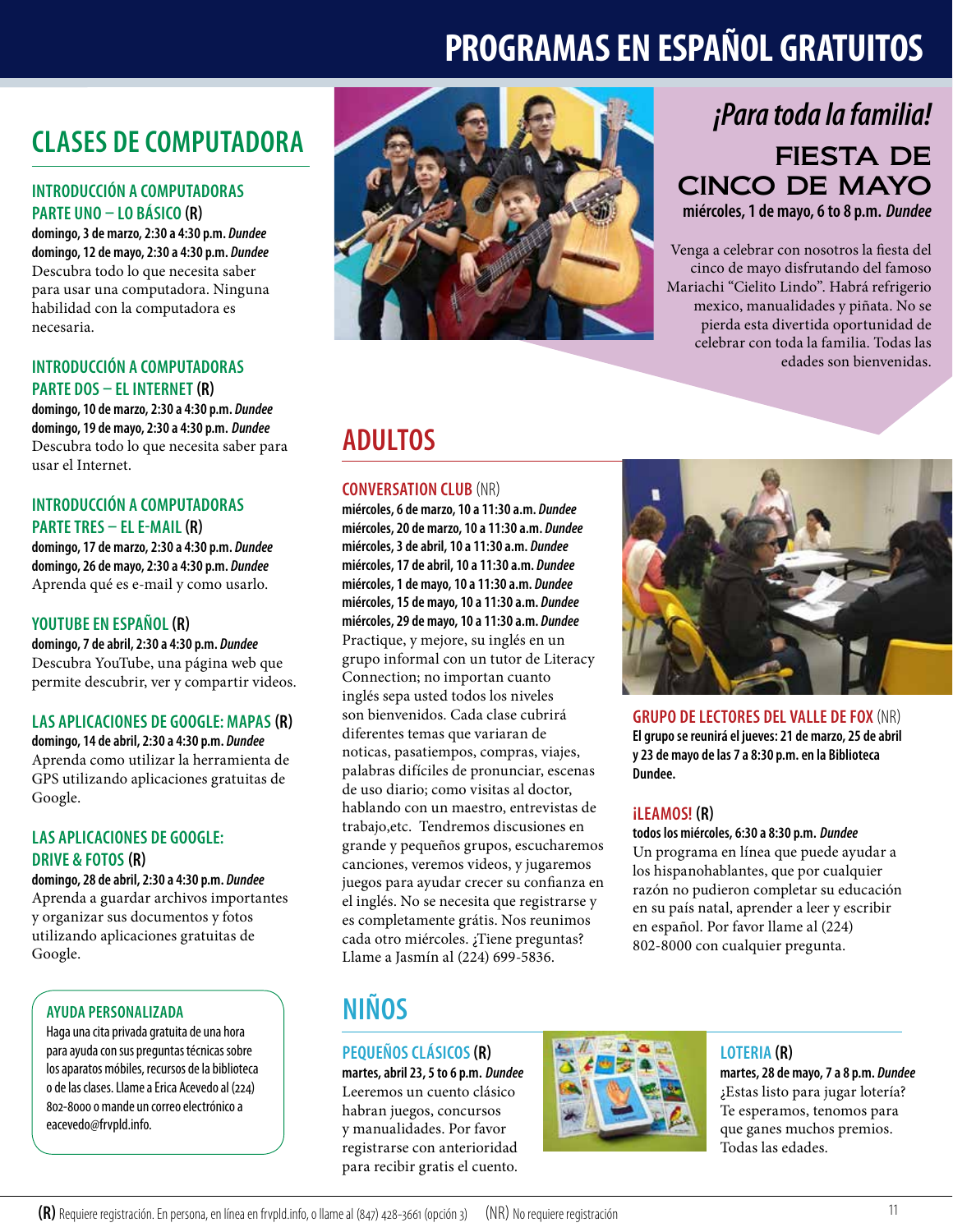# PROGRAMAS EN ESPAÑOL GRATUITOS

## CLASES DE COMPUTADORA

### INTRODUCCIÓN A COMPUTADORAS PARTE UNO – LO BÁSICO (R)

**domingo, 3 de marzo, 2:30 a 4:30 p.m. *Dundee***
**domingo, 12 de mayo, 2:30 a 4:30 p.m. *Dundee***
Descubra todo lo que necesita saber para usar una computadora. Ninguna habilidad con la computadora es necesaria.

### INTRODUCCIÓN A COMPUTADORAS PARTE DOS – EL INTERNET (R)

**domingo, 10 de marzo, 2:30 a 4:30 p.m. *Dundee***
**domingo, 19 de mayo, 2:30 a 4:30 p.m. *Dundee***
Descubra todo lo que necesita saber para usar el Internet.

### INTRODUCCIÓN A COMPUTADORAS PARTE TRES – EL E-MAIL (R)

**domingo, 17 de marzo, 2:30 a 4:30 p.m. *Dundee***
**domingo, 26 de mayo, 2:30 a 4:30 p.m. *Dundee***
Aprenda qué es e-mail y como usarlo.

### YOUTUBE EN ESPAÑOL (R)

**domingo, 7 de abril, 2:30 a 4:30 p.m. *Dundee***
Descubra YouTube, una página web que permite descubrir, ver y compartir videos.

### LAS APLICACIONES DE GOOGLE: MAPAS (R)

**domingo, 14 de abril, 2:30 a 4:30 p.m. *Dundee***
Aprenda como utilizar la herramienta de GPS utilizando aplicaciones gratuitas de Google.

### LAS APLICACIONES DE GOOGLE: DRIVE & FOTOS (R)

**domingo, 28 de abril, 2:30 a 4:30 p.m. *Dundee***
Aprenda a guardar archivos importantes y organizar sus documentos y fotos utilizando aplicaciones gratuitas de Google.

### AYUDA PERSONALIZADA

Haga una cita privada gratuita de una hora para ayuda con sus preguntas técnicas sobre los aparatos móbiles, recursos de la biblioteca o de las clases. Llame a Erica Acevedo al (224) 802-8000 o mande un correo electrónico a eacevedo@frvpld.info.

## *¡Para toda la familia!*

### FIESTA DE CINCO DE MAYO

**miércoles, 1 de mayo, 6 to 8 p.m. *Dundee***

Venga a celebrar con nosotros la fiesta del cinco de mayo disfrutando del famoso Mariachi "Cielito Lindo". Habrá refrigerio mexico, manualidades y piñata. No se pierda esta divertida oportunidad de celebrar con toda la familia. Todas las edades son bienvenidas.

## ADULTOS

### CONVERSATION CLUB (NR)

**miércoles, 6 de marzo, 10 a 11:30 a.m. *Dundee***
**miércoles, 20 de marzo, 10 a 11:30 a.m. *Dundee***
**miércoles, 3 de abril, 10 a 11:30 a.m. *Dundee***
**miércoles, 17 de abril, 10 a 11:30 a.m. *Dundee***
**miércoles, 1 de mayo, 10 a 11:30 a.m. *Dundee***
**miércoles, 15 de mayo, 10 a 11:30 a.m. *Dundee***
**miércoles, 29 de mayo, 10 a 11:30 a.m. *Dundee***
Practique, y mejore, su inglés en un grupo informal con un tutor de Literacy Connection; no importan cuanto inglés sepa usted todos los niveles son bienvenidos. Cada clase cubrirá diferentes temas que variaran de noticas, pasatiempos, compras, viajes, palabras difíciles de pronunciar, escenas de uso diario; como visitas al doctor, hablando con un maestro, entrevistas de trabajo,etc. Tendremos discusiones en grande y pequeños grupos, escucharemos canciones, veremos videos, y jugaremos juegos para ayudar crecer su confianza en el inglés. No se necesita que registrarse y es completamente grátis. Nos reunimos cada otro miércoles. ¿Tiene preguntas? Llame a Jasmín al (224) 699-5836.

### GRUPO DE LECTORES DEL VALLE DE FOX (NR)

**El grupo se reunirá el jueves: 21 de marzo, 25 de abril y 23 de mayo de las 7 a 8:30 p.m. en la Biblioteca Dundee.**

### ¡LEAMOS! (R)

**todos los miércoles, 6:30 a 8:30 p.m. *Dundee***
Un programa en línea que puede ayudar a los hispanohablantes, que por cualquier razón no pudieron completar su educación en su país natal, aprender a leer y escribir en español. Por favor llame al (224) 802-8000 con cualquier pregunta.

## NIÑOS

### PEQUEÑOS CLÁSICOS (R)

**martes, abril 23, 5 to 6 p.m. *Dundee***
Leeremos un cuento clásico habran juegos, concursos y manualidades. Por favor registrarse con anterioridad para recibir gratis el cuento.

### LOTERIA (R)

**martes, 28 de mayo, 7 a 8 p.m. *Dundee***
¿Estas listo para jugar lotería? Te esperamos, tenomos para que ganes muchos premios. Todas las edades.

**(R)** Requiere registración. En persona, en línea en frvpld.info, o llame al (847) 428-3661 (opción 3) (NR) No requiere registración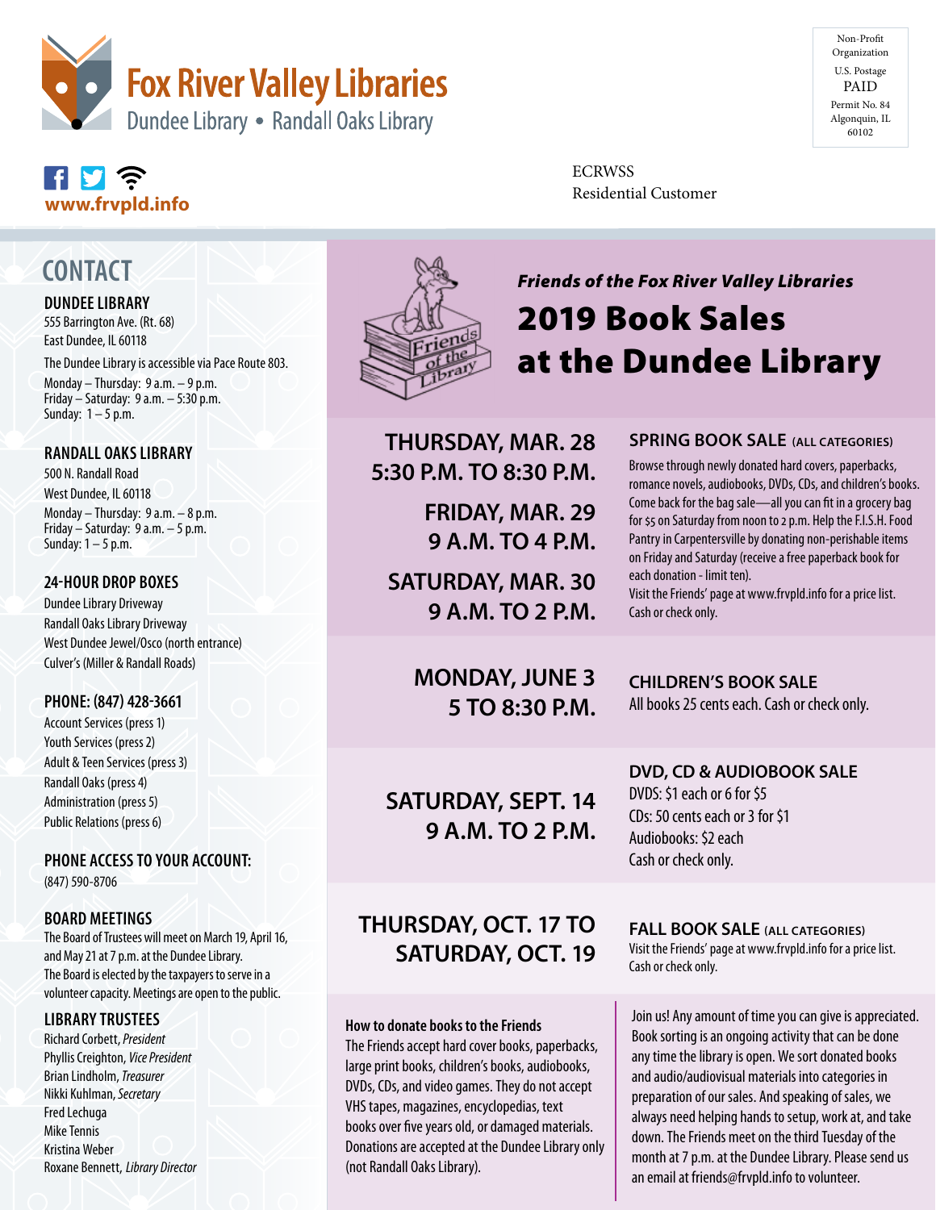# Fox River Valley Libraries

Dundee Library • Randall Oaks Library

Non-Profit Organization
U.S. Postage
PAID
Permit No. 84
Algonquin, IL
60102

www.frvpld.info

ECRWSS
Residential Customer

## CONTACT

### DUNDEE LIBRARY

555 Barrington Ave. (Rt. 68)
East Dundee, IL 60118

The Dundee Library is accessible via Pace Route 803.

Monday – Thursday: 9 a.m. – 9 p.m.
Friday – Saturday: 9 a.m. – 5:30 p.m.
Sunday: 1 – 5 p.m.

### RANDALL OAKS LIBRARY

500 N. Randall Road
West Dundee, IL 60118

Monday – Thursday: 9 a.m. – 8 p.m.
Friday – Saturday: 9 a.m. – 5 p.m.
Sunday: 1 – 5 p.m.

### 24-HOUR DROP BOXES

Dundee Library Driveway
Randall Oaks Library Driveway
West Dundee Jewel/Osco (north entrance)
Culver's (Miller & Randall Roads)

### PHONE: (847) 428-3661

Account Services (press 1)
Youth Services (press 2)
Adult & Teen Services (press 3)
Randall Oaks (press 4)
Administration (press 5)
Public Relations (press 6)

### PHONE ACCESS TO YOUR ACCOUNT:

(847) 590-8706

### BOARD MEETINGS

The Board of Trustees will meet on March 19, April 16, and May 21 at 7 p.m. at the Dundee Library.
The Board is elected by the taxpayers to serve in a volunteer capacity. Meetings are open to the public.

### LIBRARY TRUSTEES

Richard Corbett, *President*
Phyllis Creighton, *Vice President*
Brian Lindholm, *Treasurer*
Nikki Kuhlman, *Secretary*
Fred Lechuga
Mike Tennis
Kristina Weber
Roxane Bennett, *Library Director*

***Friends of the Fox River Valley Libraries***

# 2019 Book Sales at the Dundee Library

**THURSDAY, MAR. 28 5:30 P.M. TO 8:30 P.M.**
**FRIDAY, MAR. 29 9 A.M. TO 4 P.M.**
**SATURDAY, MAR. 30 9 A.M. TO 2 P.M.**

### SPRING BOOK SALE (ALL CATEGORIES)

Browse through newly donated hard covers, paperbacks, romance novels, audiobooks, DVDs, CDs, and children's books. Come back for the bag sale—all you can fit in a grocery bag for $5 on Saturday from noon to 2 p.m. Help the F.I.S.H. Food Pantry in Carpentersville by donating non-perishable items on Friday and Saturday (receive a free paperback book for each donation - limit ten).
Visit the Friends' page at www.frvpld.info for a price list.
Cash or check only.

**MONDAY, JUNE 3 5 TO 8:30 P.M.**

### CHILDREN'S BOOK SALE

All books 25 cents each. Cash or check only.

**SATURDAY, SEPT. 14 9 A.M. TO 2 P.M.**

### DVD, CD & AUDIOBOOK SALE

DVDS: $1 each or 6 for $5
CDs: 50 cents each or 3 for $1
Audiobooks: $2 each
Cash or check only.

**THURSDAY, OCT. 17 TO SATURDAY, OCT. 19**

### FALL BOOK SALE (ALL CATEGORIES)

Visit the Friends' page at www.frvpld.info for a price list.
Cash or check only.

**How to donate books to the Friends**

The Friends accept hard cover books, paperbacks, large print books, children's books, audiobooks, DVDs, CDs, and video games. They do not accept VHS tapes, magazines, encyclopedias, text books over five years old, or damaged materials. Donations are accepted at the Dundee Library only (not Randall Oaks Library).

Join us! Any amount of time you can give is appreciated. Book sorting is an ongoing activity that can be done any time the library is open. We sort donated books and audio/audiovisual materials into categories in preparation of our sales. And speaking of sales, we always need helping hands to setup, work at, and take down. The Friends meet on the third Tuesday of the month at 7 p.m. at the Dundee Library. Please send us an email at friends@frvpld.info to volunteer.